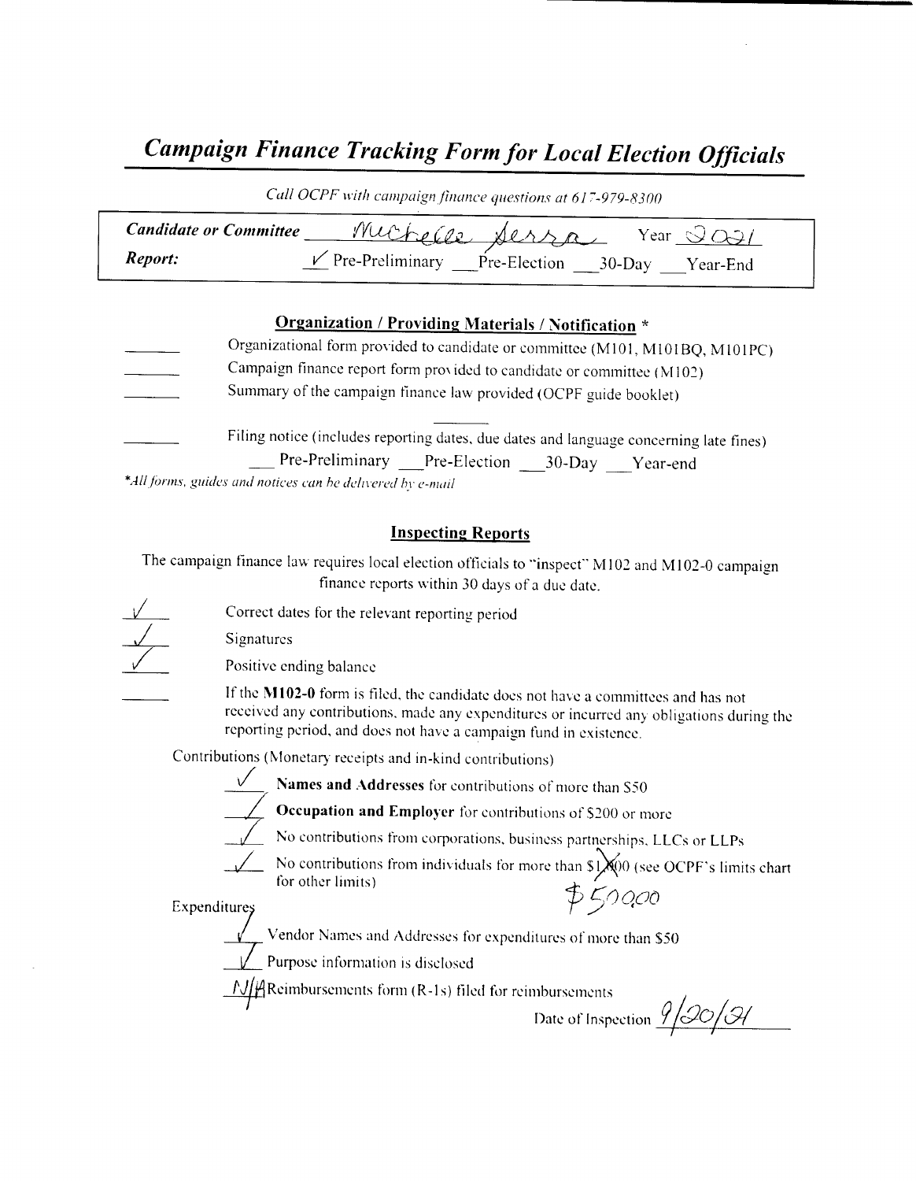# *Campaign Finance Tracking Form for Local Election Officials*

*Call OCPF with campaign finance questions at 617-979-8300*

**Candidate or Committee** Michelle Serra Year 2021

**Report:** ✓ Pre-Preliminary ___Pre-Election ___30-Day ___Year-End

## Organization / Providing Materials / Notification *

_______ Organizational form provided to candidate or committee (M101, M101BQ, M101PC)

_______ Campaign finance report form provided to candidate or committee (M102)

_______ Summary of the campaign finance law provided (OCPF guide booklet)

_______ Filing notice (includes reporting dates, due dates and language concerning late fines)
___ Pre-Preliminary ___Pre-Election ___30-Day ___Year-end

*\*All forms, guides and notices can be delivered by e-mail*

## Inspecting Reports

The campaign finance law requires local election officials to "inspect" M102 and M102-0 campaign finance reports within 30 days of a due date.

✓ Correct dates for the relevant reporting period

✓ Signatures

✓ Positive ending balance

_______ If the **M102-0** form is filed, the candidate does not have a committees and has not received any contributions, made any expenditures or incurred any obligations during the reporting period, and does not have a campaign fund in existence.

Contributions (Monetary receipts and in-kind contributions)

✓ **Names and Addresses** for contributions of more than $50

✓ **Occupation and Employer** for contributions of $200 or more

✓ No contributions from corporations, business partnerships, LLCs or LLPs

✓ No contributions from individuals for more than ~~$1,000~~ (see OCPF's limits chart for other limits) $500.00

Expenditures

✓ Vendor Names and Addresses for expenditures of more than $50

✓ Purpose information is disclosed

N/A Reimbursements form (R-1s) filed for reimbursements

Date of Inspection 9/20/21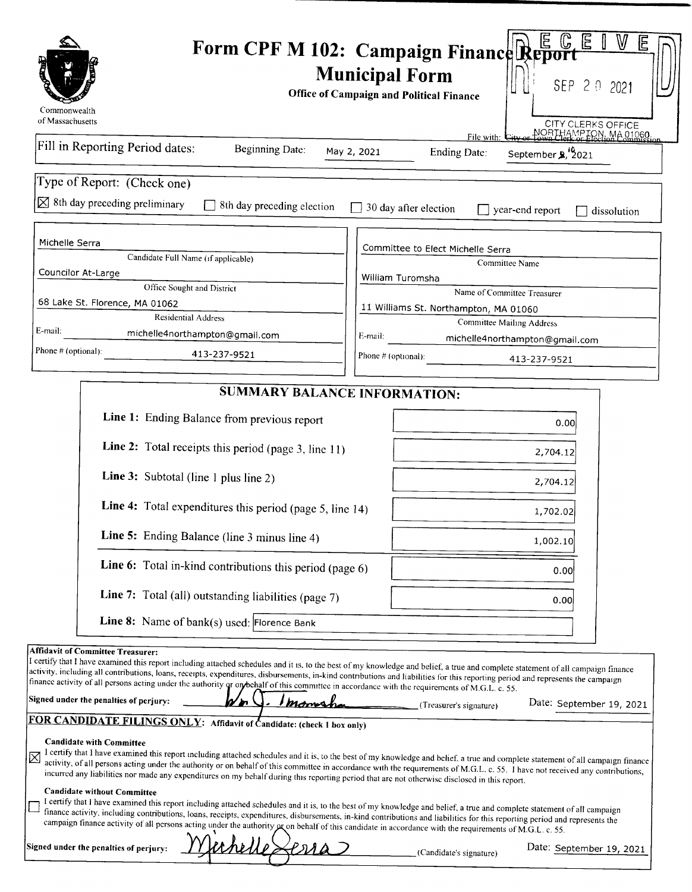Commonwealth of Massachusetts

# Form CPF M 102: Campaign Finance Report
## Municipal Form
**Office of Campaign and Political Finance**

RECEIVED
SEP 20 2021
CITY CLERKS OFFICE
NORTHAMPTON, MA 01060

File with: City or Town Clerk or Election Commission

Fill in Reporting Period dates: Beginning Date: May 2, 2021 Ending Date: September 16, 2021

Type of Report: (Check one)

☒ 8th day preceding preliminary ☐ 8th day preceding election ☐ 30 day after election ☐ year-end report ☐ dissolution

| | |
|---|---|
| Michelle Serra | Committee to Elect Michelle Serra |
| Candidate Full Name (if applicable) | Committee Name |
| Councilor At-Large | William Turomsha |
| Office Sought and District | Name of Committee Treasurer |
| 68 Lake St. Florence, MA 01062 | 11 Williams St. Northampton, MA 01060 |
| Residential Address | Committee Mailing Address |
| E-mail: michelle4northampton@gmail.com | E-mail: michelle4northampton@gmail.com |
| Phone # (optional): 413-237-9521 | Phone # (optional): 413-237-9521 |

### SUMMARY BALANCE INFORMATION:

| | |
|---|---|
| **Line 1:** Ending Balance from previous report | 0.00 |
| **Line 2:** Total receipts this period (page 3, line 11) | 2,704.12 |
| **Line 3:** Subtotal (line 1 plus line 2) | 2,704.12 |
| **Line 4:** Total expenditures this period (page 5, line 14) | 1,702.02 |
| **Line 5:** Ending Balance (line 3 minus line 4) | 1,002.10 |
| **Line 6:** Total in-kind contributions this period (page 6) | 0.00 |
| **Line 7:** Total (all) outstanding liabilities (page 7) | 0.00 |
| **Line 8:** Name of bank(s) used: | Florence Bank |

**Affidavit of Committee Treasurer:**
I certify that I have examined this report including attached schedules and it is, to the best of my knowledge and belief, a true and complete statement of all campaign finance activity, including all contributions, loans, receipts, expenditures, disbursements, in-kind contributions and liabilities for this reporting period and represents the campaign finance activity of all persons acting under the authority or on behalf of this committee in accordance with the requirements of M.G.L. c. 55.

**Signed under the penalties of perjury:** Wm J. Turomsha (Treasurer's signature) Date: September 19, 2021

**FOR CANDIDATE FILINGS ONLY: Affidavit of Candidate: (check 1 box only)**

☒ **Candidate with Committee**
I certify that I have examined this report including attached schedules and it is, to the best of my knowledge and belief, a true and complete statement of all campaign finance activity, of all persons acting under the authority or on behalf of this committee in accordance with the requirements of M.G.L. c. 55. I have not received any contributions, incurred any liabilities nor made any expenditures on my behalf during this reporting period that are not otherwise disclosed in this report.

☐ **Candidate without Committee**
I certify that I have examined this report including attached schedules and it is, to the best of my knowledge and belief, a true and complete statement of all campaign finance activity, including contributions, loans, receipts, expenditures, disbursements, in-kind contributions and liabilities for this reporting period and represents the campaign finance activity of all persons acting under the authority or on behalf of this candidate in accordance with the requirements of M.G.L. c. 55.

**Signed under the penalties of perjury:** Michelle Serra (Candidate's signature) Date: September 19, 2021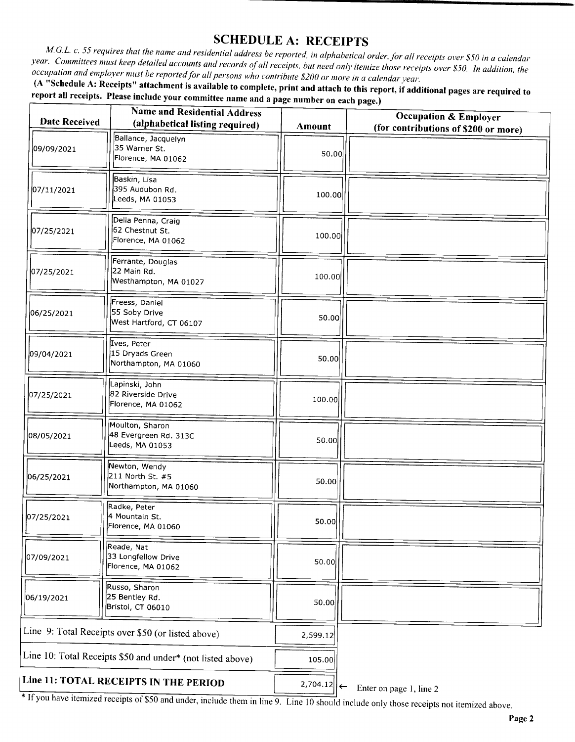# SCHEDULE A: RECEIPTS

*M.G.L. c. 55 requires that the name and residential address be reported, in alphabetical order, for all receipts over $50 in a calendar year. Committees must keep detailed accounts and records of all receipts, but need only itemize those receipts over $50. In addition, the occupation and employer must be reported for all persons who contribute $200 or more in a calendar year.*

**(A "Schedule A: Receipts" attachment is available to complete, print and attach to this report, if additional pages are required to report all receipts. Please include your committee name and a page number on each page.)**

| Date Received | Name and Residential Address (alphabetical listing required) | Amount | Occupation & Employer (for contributions of $200 or more) |
|---|---|---|---|
| 09/09/2021 | Ballance, Jacquelyn<br>35 Warner St.<br>Florence, MA 01062 | 50.00 | |
| 07/11/2021 | Baskin, Lisa<br>395 Audubon Rd.<br>Leeds, MA 01053 | 100.00 | |
| 07/25/2021 | Della Penna, Craig<br>62 Chestnut St.<br>Florence, MA 01062 | 100.00 | |
| 07/25/2021 | Ferrante, Douglas<br>22 Main Rd.<br>Westhampton, MA 01027 | 100.00 | |
| 06/25/2021 | Freess, Daniel<br>55 Soby Drive<br>West Hartford, CT 06107 | 50.00 | |
| 09/04/2021 | Ives, Peter<br>15 Dryads Green<br>Northampton, MA 01060 | 50.00 | |
| 07/25/2021 | Lapinski, John<br>82 Riverside Drive<br>Florence, MA 01062 | 100.00 | |
| 08/05/2021 | Moulton, Sharon<br>48 Evergreen Rd. 313C<br>Leeds, MA 01053 | 50.00 | |
| 06/25/2021 | Newton, Wendy<br>211 North St. #5<br>Northampton, MA 01060 | 50.00 | |
| 07/25/2021 | Radke, Peter<br>4 Mountain St.<br>Florence, MA 01060 | 50.00 | |
| 07/09/2021 | Reade, Nat<br>33 Longfellow Drive<br>Florence, MA 01062 | 50.00 | |
| 06/19/2021 | Russo, Sharon<br>25 Bentley Rd.<br>Bristol, CT 06010 | 50.00 | |

| | |
|---|---|
| Line 9: Total Receipts over $50 (or listed above) | 2,599.12 |
| Line 10: Total Receipts $50 and under* (not listed above) | 105.00 |
| **Line 11: TOTAL RECEIPTS IN THE PERIOD** | 2,704.12 ← Enter on page 1, line 2 |

\* If you have itemized receipts of $50 and under, include them in line 9. Line 10 should include only those receipts not itemized above.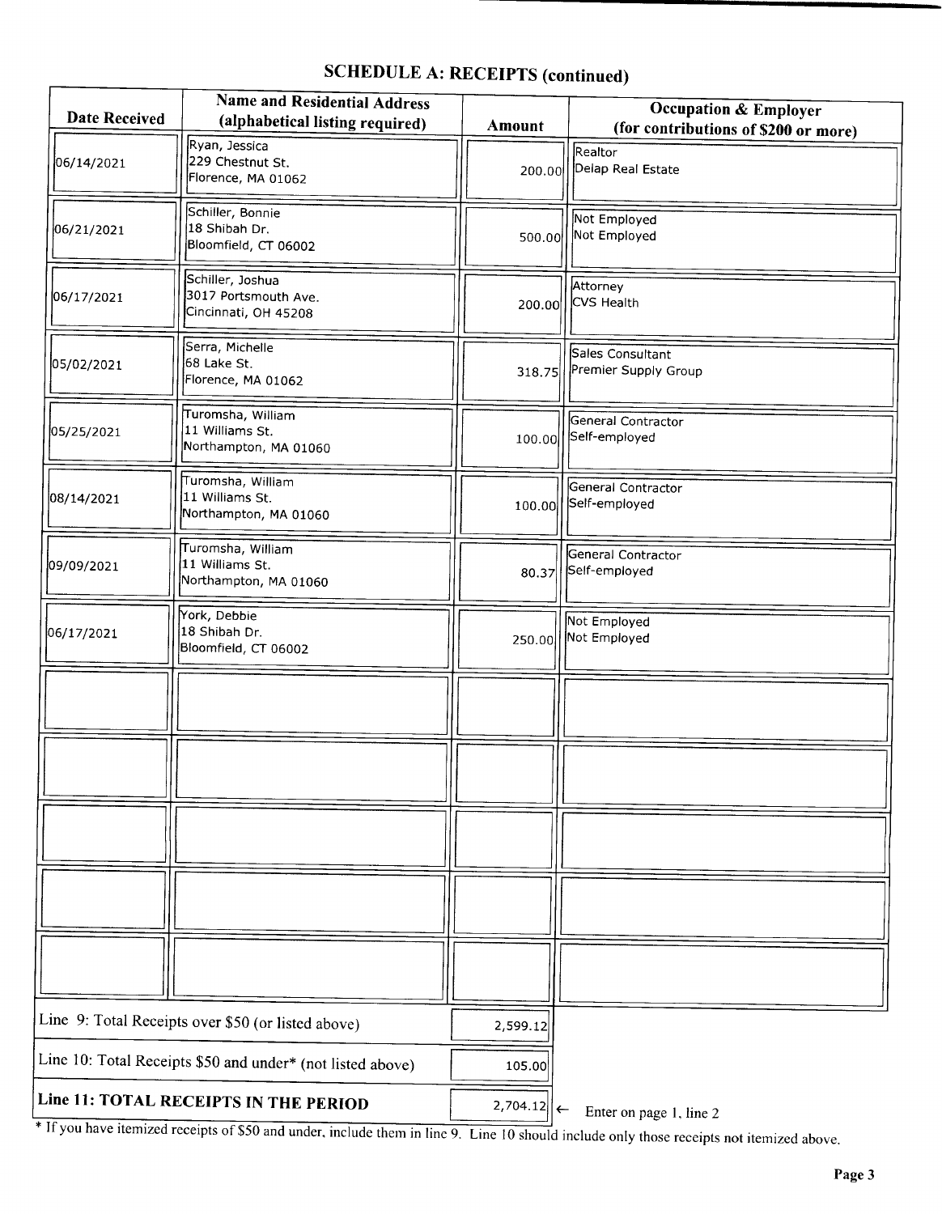# SCHEDULE A: RECEIPTS (continued)

| Date Received | Name and Residential Address (alphabetical listing required) | Amount | Occupation & Employer (for contributions of $200 or more) |
|---|---|---|---|
| 06/14/2021 | Ryan, Jessica<br>229 Chestnut St.<br>Florence, MA 01062 | 200.00 | Realtor<br>Delap Real Estate |
| 06/21/2021 | Schiller, Bonnie<br>18 Shibah Dr.<br>Bloomfield, CT 06002 | 500.00 | Not Employed<br>Not Employed |
| 06/17/2021 | Schiller, Joshua<br>3017 Portsmouth Ave.<br>Cincinnati, OH 45208 | 200.00 | Attorney<br>CVS Health |
| 05/02/2021 | Serra, Michelle<br>68 Lake St.<br>Florence, MA 01062 | 318.75 | Sales Consultant<br>Premier Supply Group |
| 05/25/2021 | Turomsha, William<br>11 Williams St.<br>Northampton, MA 01060 | 100.00 | General Contractor<br>Self-employed |
| 08/14/2021 | Turomsha, William<br>11 Williams St.<br>Northampton, MA 01060 | 100.00 | General Contractor<br>Self-employed |
| 09/09/2021 | Turomsha, William<br>11 Williams St.<br>Northampton, MA 01060 | 80.37 | General Contractor<br>Self-employed |
| 06/17/2021 | York, Debbie<br>18 Shibah Dr.<br>Bloomfield, CT 06002 | 250.00 | Not Employed<br>Not Employed |
| | | | |
| | | | |
| | | | |
| | | | |
| | | | |
| Line 9: Total Receipts over $50 (or listed above) | | 2,599.12 | |
| Line 10: Total Receipts $50 and under* (not listed above) | | 105.00 | |
| **Line 11: TOTAL RECEIPTS IN THE PERIOD** | | 2,704.12 | ← Enter on page 1, line 2 |

* If you have itemized receipts of $50 and under, include them in line 9. Line 10 should include only those receipts not itemized above.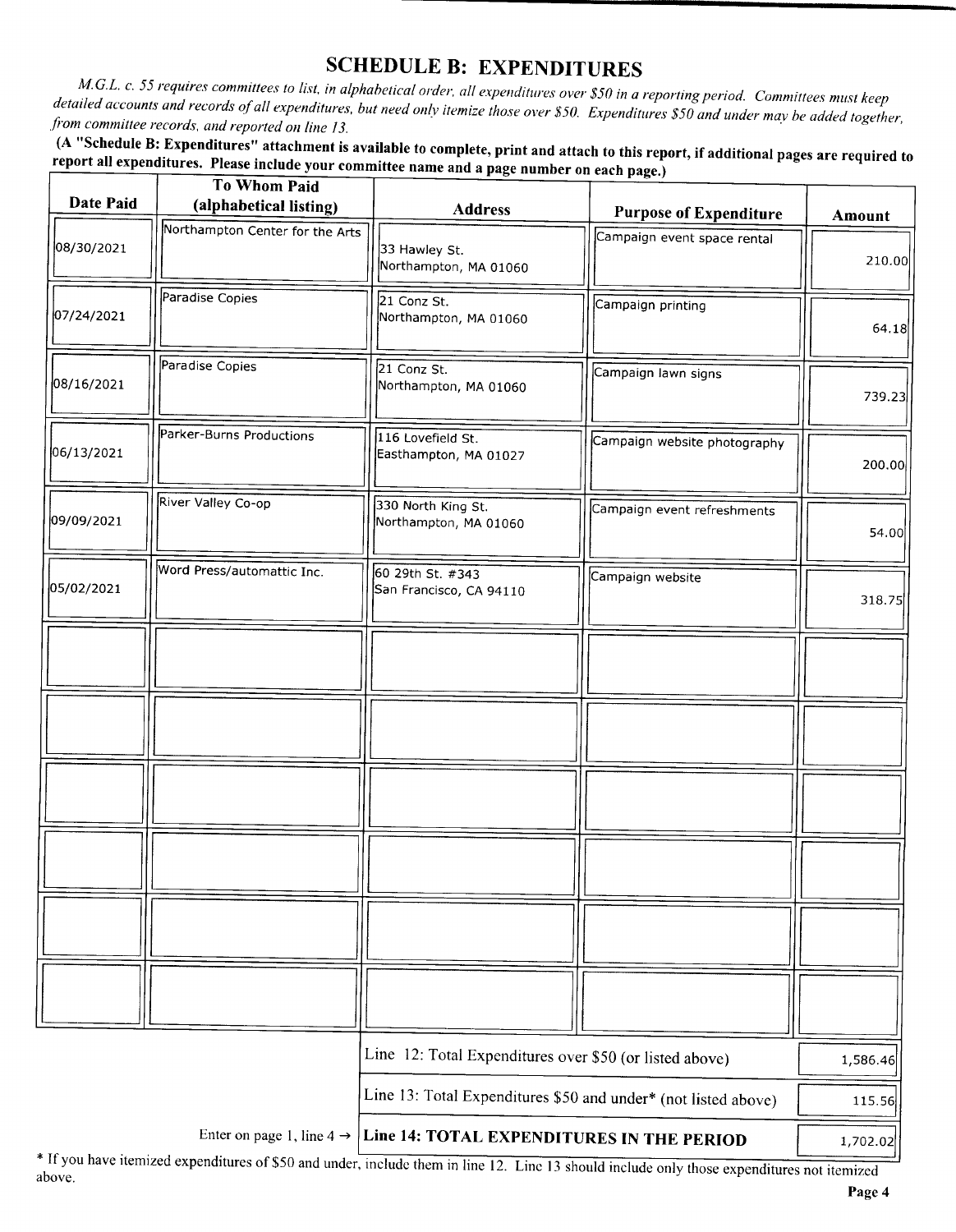# SCHEDULE B: EXPENDITURES

*M.G.L. c. 55 requires committees to list, in alphabetical order, all expenditures over $50 in a reporting period. Committees must keep detailed accounts and records of all expenditures, but need only itemize those over $50. Expenditures $50 and under may be added together, from committee records, and reported on line 13.*

**(A "Schedule B: Expenditures" attachment is available to complete, print and attach to this report, if additional pages are required to report all expenditures. Please include your committee name and a page number on each page.)**

| Date Paid | To Whom Paid (alphabetical listing) | Address | Purpose of Expenditure | Amount |
|---|---|---|---|---|
| 08/30/2021 | Northampton Center for the Arts | 33 Hawley St. Northampton, MA 01060 | Campaign event space rental | 210.00 |
| 07/24/2021 | Paradise Copies | 21 Conz St. Northampton, MA 01060 | Campaign printing | 64.18 |
| 08/16/2021 | Paradise Copies | 21 Conz St. Northampton, MA 01060 | Campaign lawn signs | 739.23 |
| 06/13/2021 | Parker-Burns Productions | 116 Lovefield St. Easthampton, MA 01027 | Campaign website photography | 200.00 |
| 09/09/2021 | River Valley Co-op | 330 North King St. Northampton, MA 01060 | Campaign event refreshments | 54.00 |
| 05/02/2021 | Word Press/automattic Inc. | 60 29th St. #343 San Francisco, CA 94110 | Campaign website | 318.75 |
| | | | | |
| | | | | |
| | | | | |
| | | | | |
| | | | | |
| | | | | |

| | | |
|---|---|---|
| | Line 12: Total Expenditures over $50 (or listed above) | 1,586.46 |
| | Line 13: Total Expenditures $50 and under* (not listed above) | 115.56 |
| Enter on page 1, line 4 → | **Line 14: TOTAL EXPENDITURES IN THE PERIOD** | 1,702.02 |

* If you have itemized expenditures of $50 and under, include them in line 12. Line 13 should include only those expenditures not itemized above.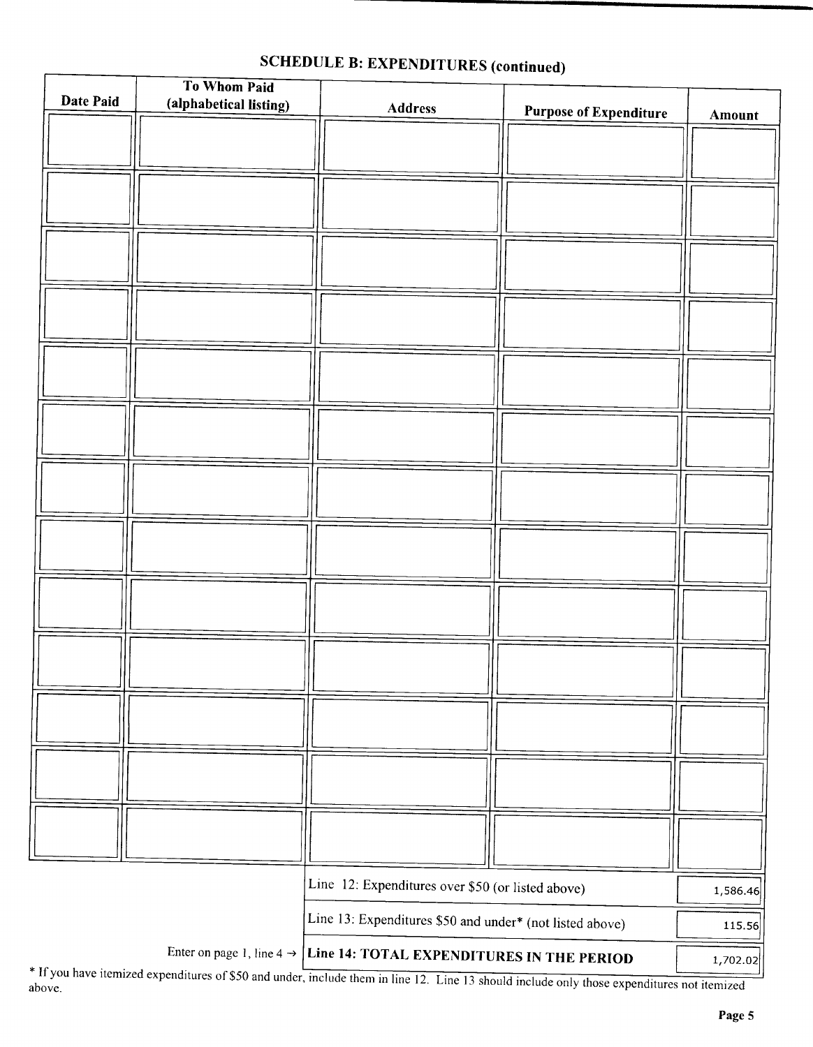## SCHEDULE B: EXPENDITURES (continued)

| Date Paid | To Whom Paid (alphabetical listing) | Address | Purpose of Expenditure | Amount |
|---|---|---|---|---|
| | | | | |
| | | | | |
| | | | | |
| | | | | |
| | | | | |
| | | | | |
| | | | | |
| | | | | |
| | | | | |
| | | | | |
| | | | | |
| | | | | |
| | | | | |

| | |
|---|---|
| Line 12: Expenditures over $50 (or listed above) | 1,586.46 |
| Line 13: Expenditures $50 and under* (not listed above) | 115.56 |
| Enter on page 1, line 4 → **Line 14: TOTAL EXPENDITURES IN THE PERIOD** | 1,702.02 |

* If you have itemized expenditures of $50 and under, include them in line 12. Line 13 should include only those expenditures not itemized above.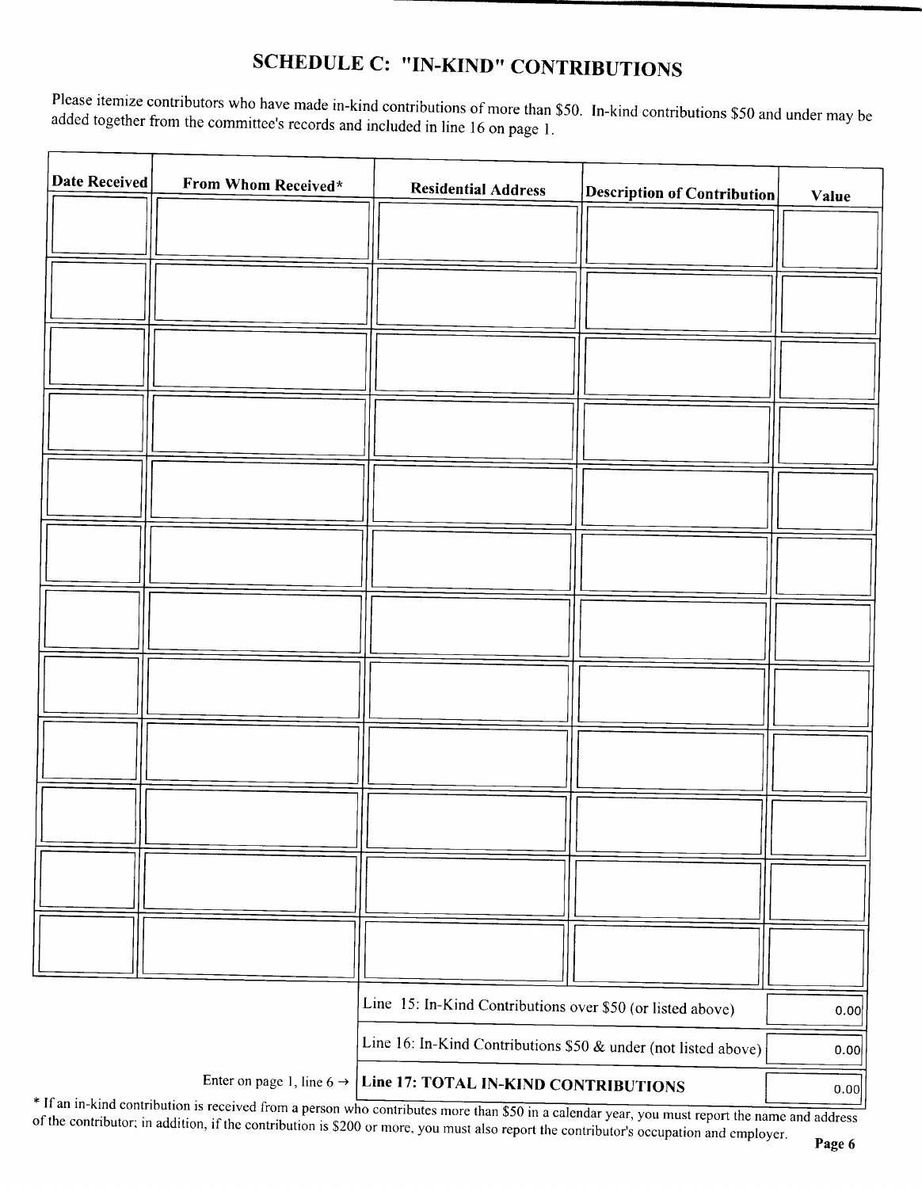# SCHEDULE C: "IN-KIND" CONTRIBUTIONS

Please itemize contributors who have made in-kind contributions of more than $50. In-kind contributions $50 and under may be added together from the committee's records and included in line 16 on page 1.

| Date Received | From Whom Received* | Residential Address | Description of Contribution | Value |
|---|---|---|---|---|
| | | | | |
| | | | | |
| | | | | |
| | | | | |
| | | | | |
| | | | | |
| | | | | |
| | | | | |
| | | | | |
| | | | | |
| | | | | |
| | | | | |

| | |
|---|---|
| Line 15: In-Kind Contributions over $50 (or listed above) | 0.00 |
| Line 16: In-Kind Contributions $50 & under (not listed above) | 0.00 |
| Enter on page 1, line 6 → **Line 17: TOTAL IN-KIND CONTRIBUTIONS** | 0.00 |

* If an in-kind contribution is received from a person who contributes more than $50 in a calendar year, you must report the name and address of the contributor; in addition, if the contribution is $200 or more, you must also report the contributor's occupation and employer.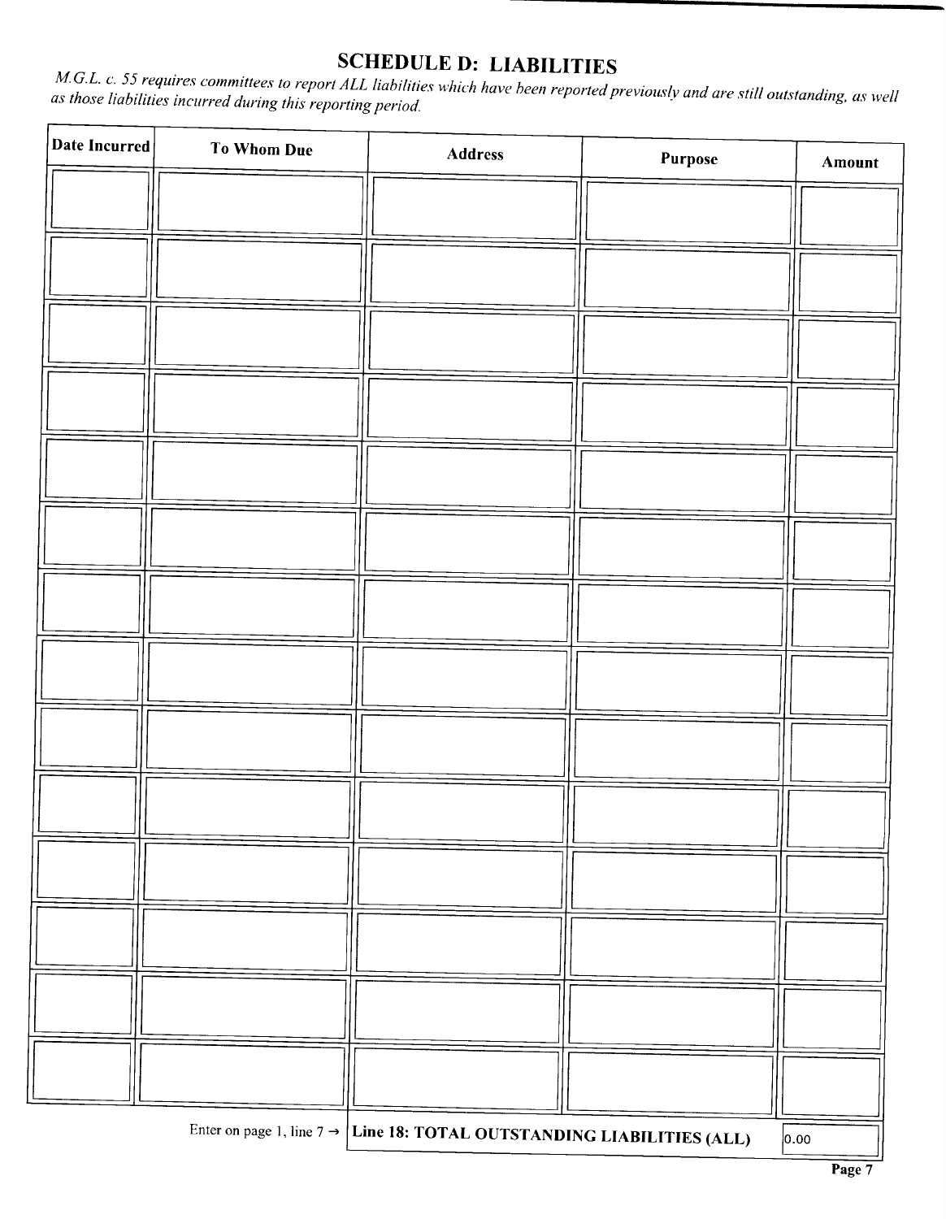# SCHEDULE D: LIABILITIES

*M.G.L. c. 55 requires committees to report ALL liabilities which have been reported previously and are still outstanding, as well as those liabilities incurred during this reporting period.*

| Date Incurred | To Whom Due | Address | Purpose | Amount |
|---|---|---|---|---|
| | | | | |
| | | | | |
| | | | | |
| | | | | |
| | | | | |
| | | | | |
| | | | | |
| | | | | |
| | | | | |
| | | | | |
| | | | | |
| | | | | |
| | | | | |
| | | | | |

Enter on page 1, line 7 → **Line 18: TOTAL OUTSTANDING LIABILITIES (ALL)** 0.00